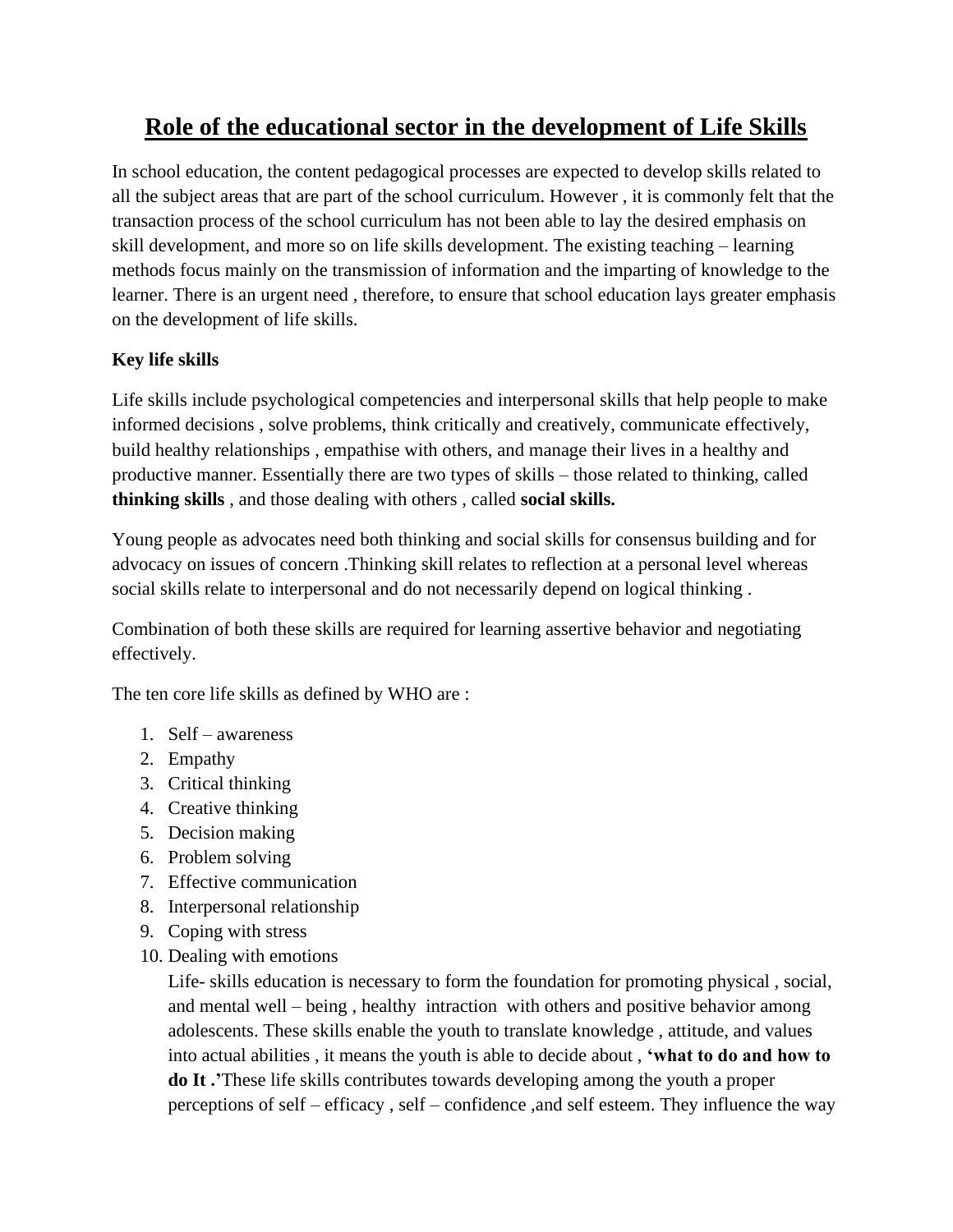# Role of the educational sector in the development of Life Skills

In school education, the content pedagogical processes are expected to develop skills related to all the subject areas that are part of the school curriculum. However , it is commonly felt that the transaction process of the school curriculum has not been able to lay the desired emphasis on skill development, and more so on life skills development. The existing teaching – learning methods focus mainly on the transmission of information and the imparting of knowledge to the learner. There is an urgent need , therefore, to ensure that school education lays greater emphasis on the development of life skills.

**Key life skills**

Life skills include psychological competencies and interpersonal skills that help people to make informed decisions , solve problems, think critically and creatively, communicate effectively, build healthy relationships , empathise with others, and manage their lives in a healthy and productive manner. Essentially there are two types of skills – those related to thinking, called **thinking skills** , and those dealing with others , called **social skills.**

Young people as advocates need both thinking and social skills for consensus building and for advocacy on issues of concern .Thinking skill relates to reflection at a personal level whereas social skills relate to interpersonal and do not necessarily depend on logical thinking .

Combination of both these skills are required for learning assertive behavior and negotiating effectively.

The ten core life skills as defined by WHO are :

1. Self – awareness
2. Empathy
3. Critical thinking
4. Creative thinking
5. Decision making
6. Problem solving
7. Effective communication
8. Interpersonal relationship
9. Coping with stress
10. Dealing with emotions

    Life- skills education is necessary to form the foundation for promoting physical , social, and mental well – being , healthy intraction with others and positive behavior among adolescents. These skills enable the youth to translate knowledge , attitude, and values into actual abilities , it means the youth is able to decide about , **'what to do and how to do It .'**These life skills contributes towards developing among the youth a proper perceptions of self – efficacy , self – confidence ,and self esteem. They influence the way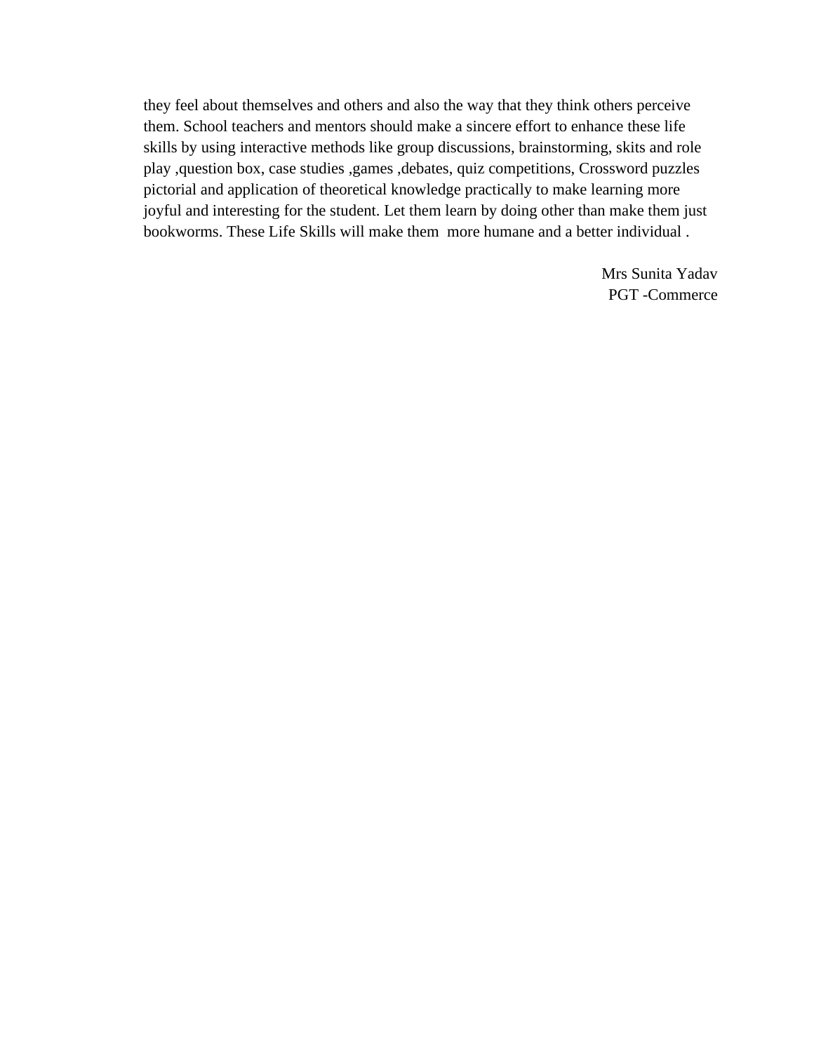they feel about themselves and others and also the way that they think others perceive them. School teachers and mentors should make a sincere effort to enhance these life skills by using interactive methods like group discussions, brainstorming, skits and role play ,question box, case studies ,games ,debates, quiz competitions, Crossword puzzles pictorial and application of theoretical knowledge practically to make learning more joyful and interesting for the student. Let them learn by doing other than make them just bookworms. These Life Skills will make them  more humane and a better individual .

Mrs Sunita Yadav
PGT -Commerce